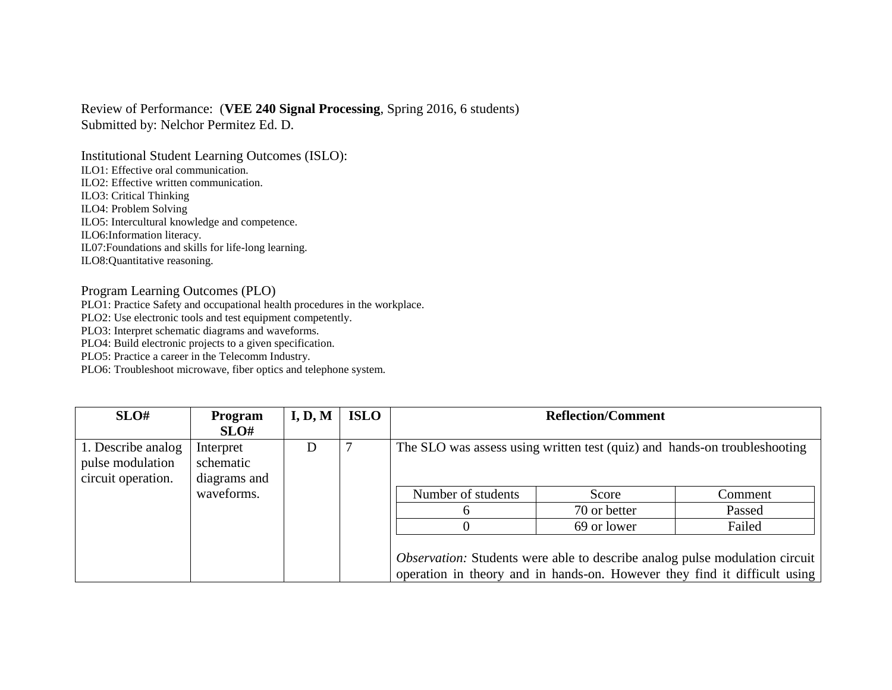Review of Performance: (**VEE 240 Signal Processing**, Spring 2016, 6 students)
Submitted by: Nelchor Permitez Ed. D.

Institutional Student Learning Outcomes (ISLO):
ILO1: Effective oral communication.
ILO2: Effective written communication.
ILO3: Critical Thinking
ILO4: Problem Solving
ILO5: Intercultural knowledge and competence.
ILO6:Information literacy.
IL07:Foundations and skills for life-long learning.
ILO8:Quantitative reasoning.

Program Learning Outcomes (PLO)
PLO1: Practice Safety and occupational health procedures in the workplace.
PLO2: Use electronic tools and test equipment competently.
PLO3: Interpret schematic diagrams and waveforms.
PLO4: Build electronic projects to a given specification.
PLO5: Practice a career in the Telecomm Industry.
PLO6: Troubleshoot microwave, fiber optics and telephone system.

| SLO# | Program SLO# | I, D, M | ISLO | Reflection/Comment |
|---|---|---|---|---|
| 1. Describe analog pulse modulation circuit operation. | Interpret schematic diagrams and waveforms. | D | 7 | The SLO was assess using written test (quiz) and hands-on troubleshooting<br><br>Number of students \| Score \| Comment<br>6 \| 70 or better \| Passed<br>0 \| 69 or lower \| Failed<br><br>*Observation:* Students were able to describe analog pulse modulation circuit operation in theory and in hands-on. However they find it difficult using |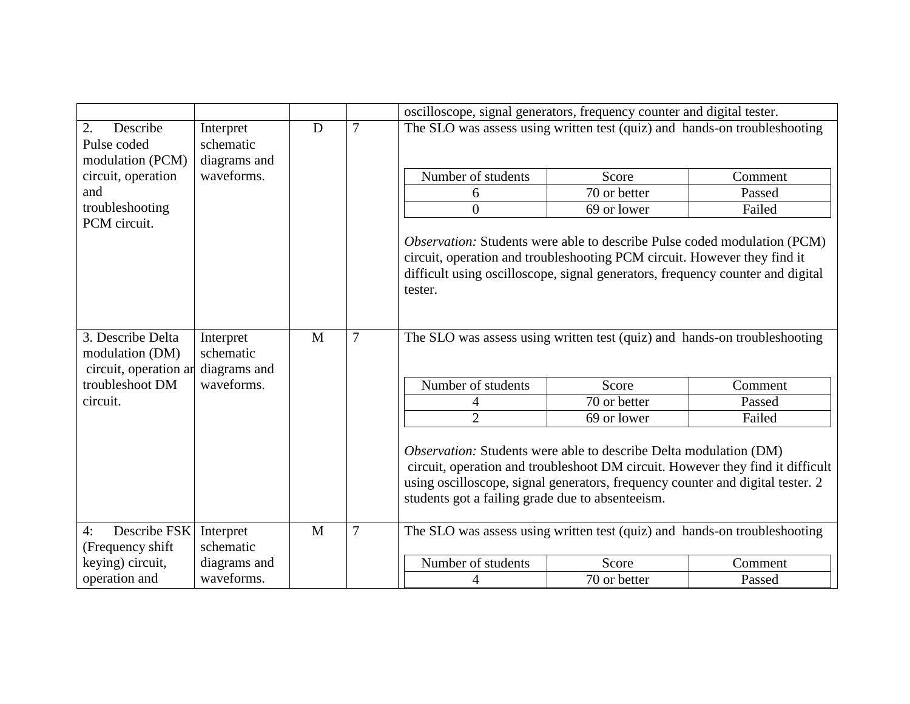| | | | | |
|---|---|---|---|---|
| | | | | oscilloscope, signal generators, frequency counter and digital tester. |
| 2. Describe Pulse coded modulation (PCM) circuit, operation and troubleshooting PCM circuit. | Interpret schematic diagrams and waveforms. | D | 7 | The SLO was assess using written test (quiz) and hands-on troubleshooting<br><br>Number of students – Score – Comment:<br>6 – 70 or better – Passed<br>0 – 69 or lower – Failed<br><br>*Observation:* Students were able to describe Pulse coded modulation (PCM) circuit, operation and troubleshooting PCM circuit. However they find it difficult using oscilloscope, signal generators, frequency counter and digital tester. |
| 3. Describe Delta modulation (DM) circuit, operation ar troubleshoot DM circuit. | Interpret schematic diagrams and waveforms. | M | 7 | The SLO was assess using written test (quiz) and hands-on troubleshooting<br><br>Number of students – Score – Comment:<br>4 – 70 or better – Passed<br>2 – 69 or lower – Failed<br><br>*Observation:* Students were able to describe Delta modulation (DM) circuit, operation and troubleshoot DM circuit. However they find it difficult using oscilloscope, signal generators, frequency counter and digital tester. 2 students got a failing grade due to absenteeism. |
| 4: Describe FSK (Frequency shift keying) circuit, operation and | Interpret schematic diagrams and waveforms. | M | 7 | The SLO was assess using written test (quiz) and hands-on troubleshooting<br><br>Number of students – Score – Comment:<br>4 – 70 or better – Passed |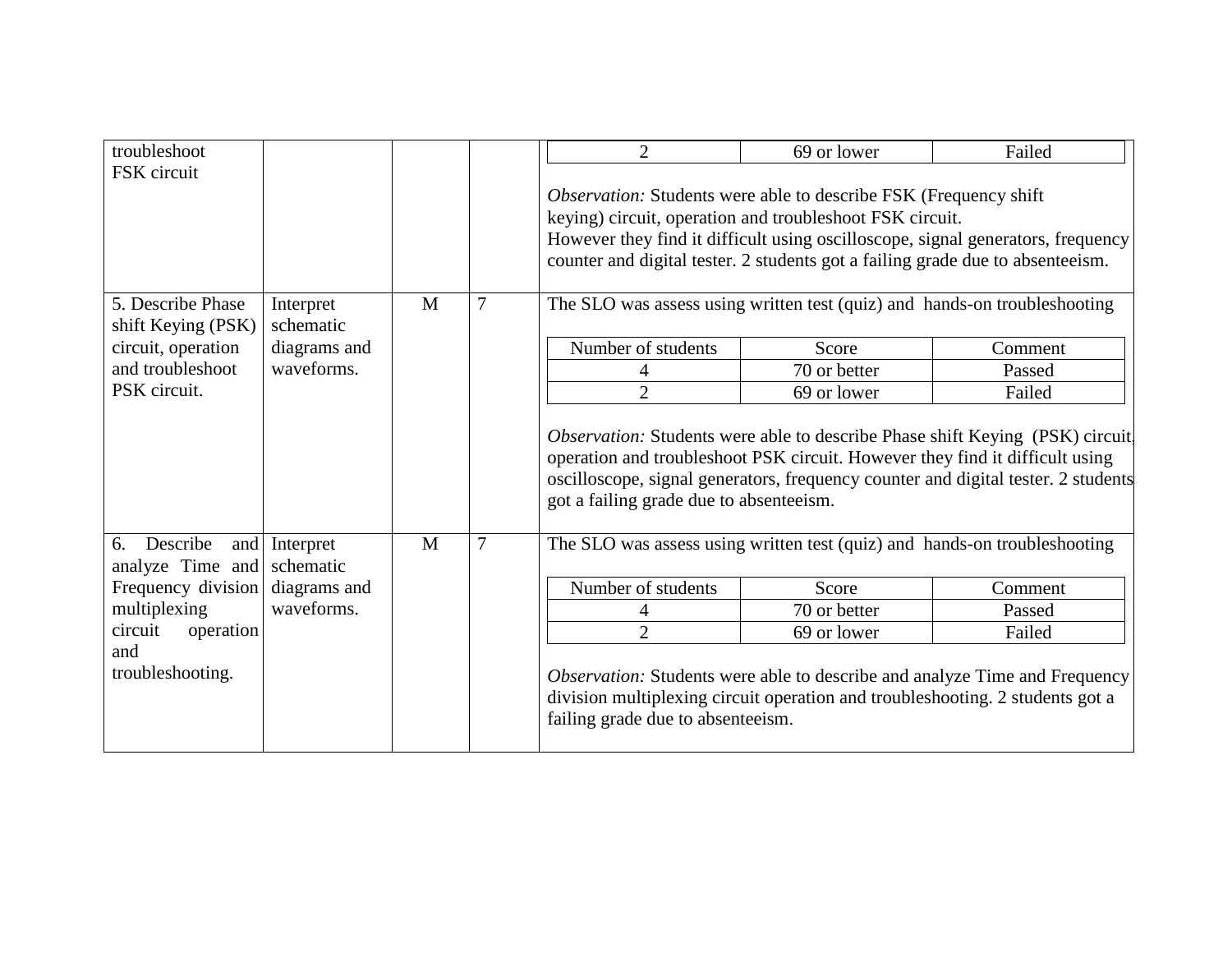| | | | | |
|---|---|---|---|---|
| troubleshoot FSK circuit | | | | 2 \| 69 or lower \| Failed<br><br>*Observation:* Students were able to describe FSK (Frequency shift keying) circuit, operation and troubleshoot FSK circuit. However they find it difficult using oscilloscope, signal generators, frequency counter and digital tester. 2 students got a failing grade due to absenteeism. |
| 5. Describe Phase shift Keying (PSK) circuit, operation and troubleshoot PSK circuit. | Interpret schematic diagrams and waveforms. | M | 7 | The SLO was assess using written test (quiz) and hands-on troubleshooting<br><br>Number of students \| Score \| Comment<br>4 \| 70 or better \| Passed<br>2 \| 69 or lower \| Failed<br><br>*Observation:* Students were able to describe Phase shift Keying (PSK) circuit, operation and troubleshoot PSK circuit. However they find it difficult using oscilloscope, signal generators, frequency counter and digital tester. 2 students got a failing grade due to absenteeism. |
| 6. Describe and analyze Time and Frequency division multiplexing circuit operation and troubleshooting. | Interpret schematic diagrams and waveforms. | M | 7 | The SLO was assess using written test (quiz) and hands-on troubleshooting<br><br>Number of students \| Score \| Comment<br>4 \| 70 or better \| Passed<br>2 \| 69 or lower \| Failed<br><br>*Observation:* Students were able to describe and analyze Time and Frequency division multiplexing circuit operation and troubleshooting. 2 students got a failing grade due to absenteeism. |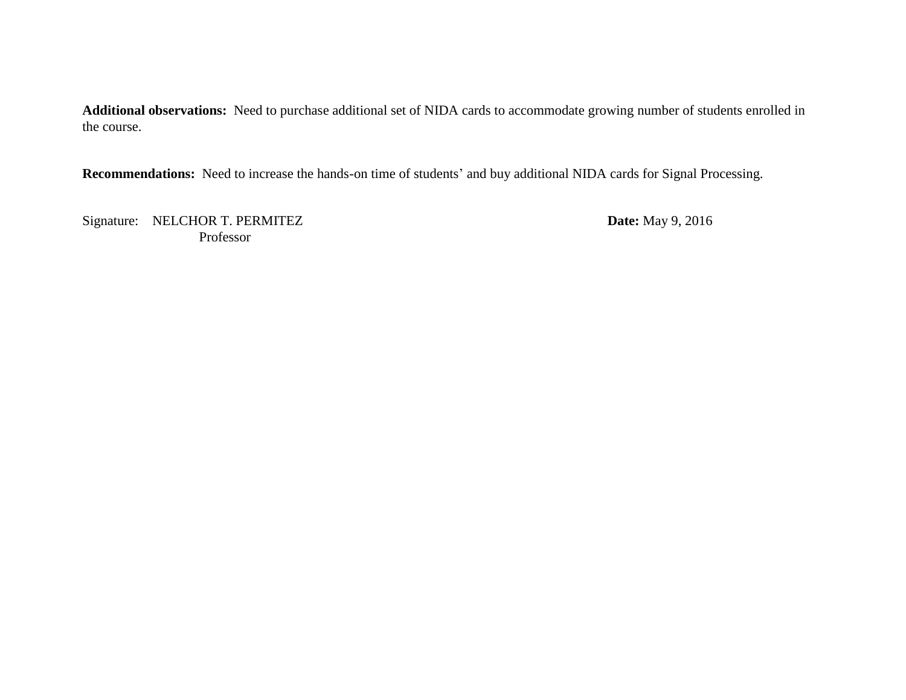**Additional observations:** Need to purchase additional set of NIDA cards to accommodate growing number of students enrolled in the course.

**Recommendations:** Need to increase the hands-on time of students' and buy additional NIDA cards for Signal Processing.

Signature: NELCHOR T. PERMITEZ
Professor

**Date:** May 9, 2016